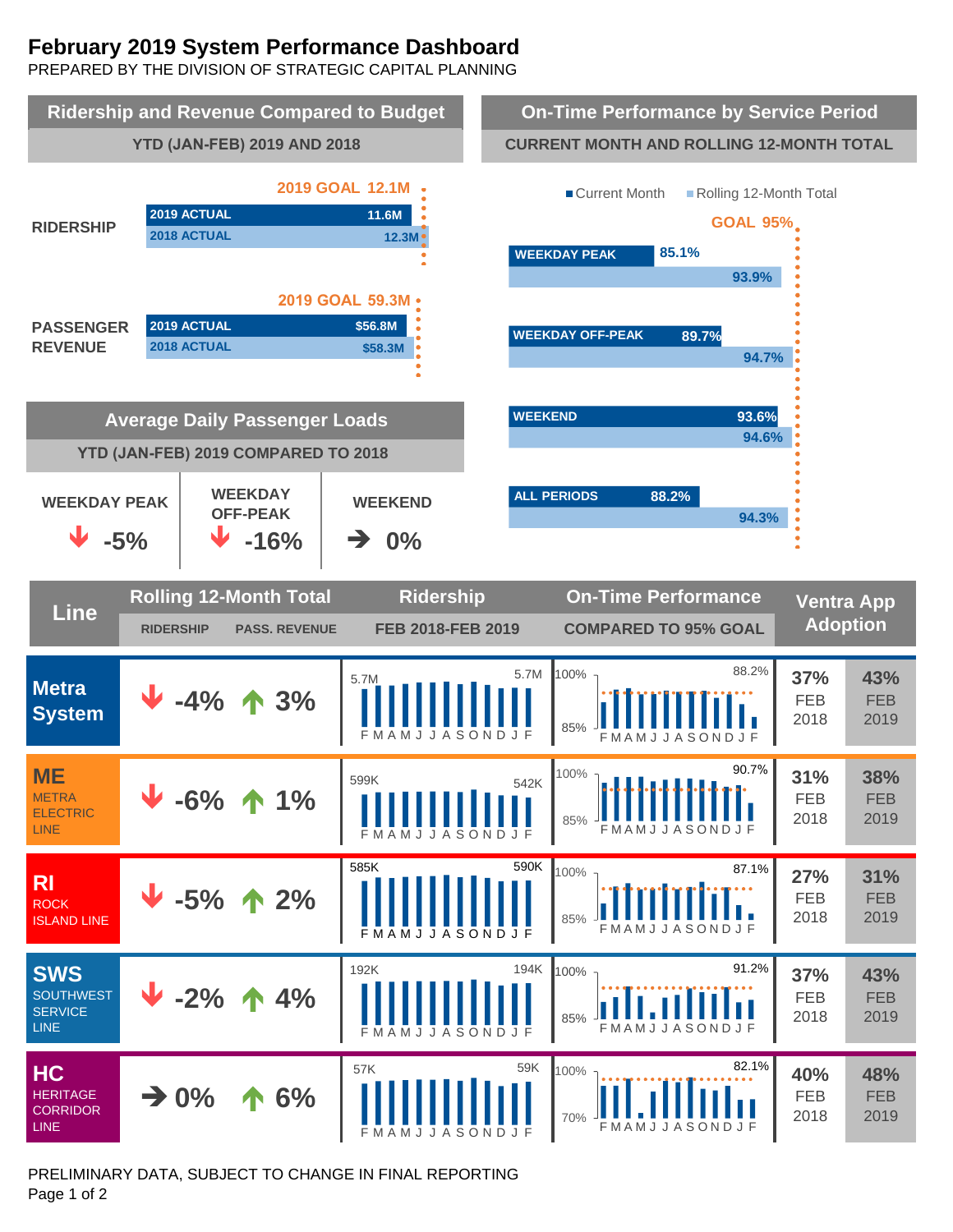# February 2019 System Performance Dashboard

PREPARED BY THE DIVISION OF STRATEGIC CAPITAL PLANNING

## Ridership and Revenue Compared to Budget

YTD (JAN-FEB) 2019 AND 2018

| | 2019 Goal | 2019 Actual | 2018 Actual |
|---|---|---|---|
| RIDERSHIP | 12.1M | 11.6M | 12.3M |
| PASSENGER REVENUE | 59.3M | $56.8M | $58.3M |

## On-Time Performance by Service Period

CURRENT MONTH AND ROLLING 12-MONTH TOTAL

GOAL 95%

| Service Period | Current Month | Rolling 12-Month Total |
|---|---|---|
| WEEKDAY PEAK | 85.1% | 93.9% |
| WEEKDAY OFF-PEAK | 89.7% | 94.7% |
| WEEKEND | 93.6% | 94.6% |
| ALL PERIODS | 88.2% | 94.3% |

## Average Daily Passenger Loads

YTD (JAN-FEB) 2019 COMPARED TO 2018

| WEEKDAY PEAK | WEEKDAY OFF-PEAK | WEEKEND |
|---|---|---|
| ↓ -5% | ↓ -16% | → 0% |

## Line Performance

| Line | Rolling 12-Month Total: Ridership | Rolling 12-Month Total: Pass. Revenue | Ridership FEB 2018-FEB 2019 | On-Time Performance Compared to 95% Goal (Feb 2019) | Ventra App Adoption FEB 2018 | Ventra App Adoption FEB 2019 |
|---|---|---|---|---|---|---|
| Metra System | ↓ -4% | ↑ 3% | 5.7M – 5.7M | 88.2% | 37% | 43% |
| ME (Metra Electric Line) | ↓ -6% | ↑ 1% | 599K – 542K | 90.7% | 31% | 38% |
| RI (Rock Island Line) | ↓ -5% | ↑ 2% | 585K – 590K | 87.1% | 27% | 31% |
| SWS (Southwest Service Line) | ↓ -2% | ↑ 4% | 192K – 194K | 91.2% | 37% | 43% |
| HC (Heritage Corridor Line) | → 0% | ↑ 6% | 57K – 59K | 82.1% | 40% | 48% |

PRELIMINARY DATA, SUBJECT TO CHANGE IN FINAL REPORTING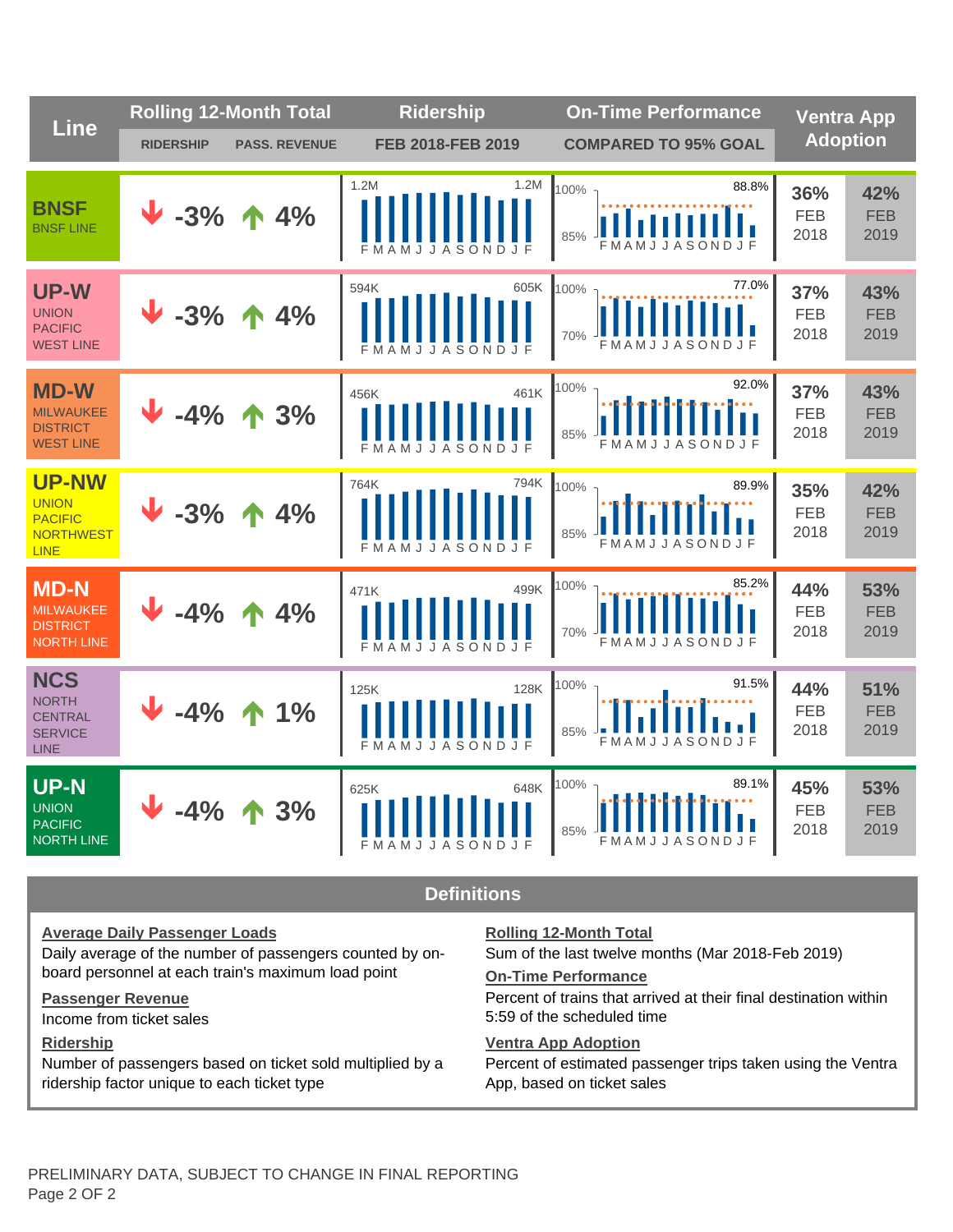| Line | Rolling 12-Month Total | | Ridership | On-Time Performance | Ventra App Adoption | |
|---|---|---|---|---|---|---|
| | RIDERSHIP | PASS. REVENUE | FEB 2018-FEB 2019 | COMPARED TO 95% GOAL | | |
| **BNSF** BNSF LINE | -3% | 4% | 1.2M 1.2M F M A M J J A S O N D J F | 100% 85% 88.8% F M A M J J A S O N D J F | 36% FEB 2018 | 42% FEB 2019 |
| **UP-W** UNION PACIFIC WEST LINE | -3% | 4% | 594K 605K F M A M J J A S O N D J F | 100% 70% 77.0% F M A M J J A S O N D J F | 37% FEB 2018 | 43% FEB 2019 |
| **MD-W** MILWAUKEE DISTRICT WEST LINE | -4% | 3% | 456K 461K F M A M J J A S O N D J F | 100% 85% 92.0% F M A M J J A S O N D J F | 37% FEB 2018 | 43% FEB 2019 |
| **UP-NW** UNION PACIFIC NORTHWEST LINE | -3% | 4% | 764K 794K F M A M J J A S O N D J F | 100% 85% 89.9% F M A M J J A S O N D J F | 35% FEB 2018 | 42% FEB 2019 |
| **MD-N** MILWAUKEE DISTRICT NORTH LINE | -4% | 4% | 471K 499K F M A M J J A S O N D J F | 100% 70% 85.2% F M A M J J A S O N D J F | 44% FEB 2018 | 53% FEB 2019 |
| **NCS** NORTH CENTRAL SERVICE LINE | -4% | 1% | 125K 128K F M A M J J A S O N D J F | 100% 85% 91.5% F M A M J J A S O N D J F | 44% FEB 2018 | 51% FEB 2019 |
| **UP-N** UNION PACIFIC NORTH LINE | -4% | 3% | 625K 648K F M A M J J A S O N D J F | 100% 85% 89.1% F M A M J J A S O N D J F | 45% FEB 2018 | 53% FEB 2019 |

## Definitions

**Average Daily Passenger Loads**
Daily average of the number of passengers counted by on-board personnel at each train's maximum load point

**Passenger Revenue**
Income from ticket sales

**Ridership**
Number of passengers based on ticket sold multiplied by a ridership factor unique to each ticket type

**Rolling 12-Month Total**
Sum of the last twelve months (Mar 2018-Feb 2019)

**On-Time Performance**
Percent of trains that arrived at their final destination within 5:59 of the scheduled time

**Ventra App Adoption**
Percent of estimated passenger trips taken using the Ventra App, based on ticket sales

PRELIMINARY DATA, SUBJECT TO CHANGE IN FINAL REPORTING